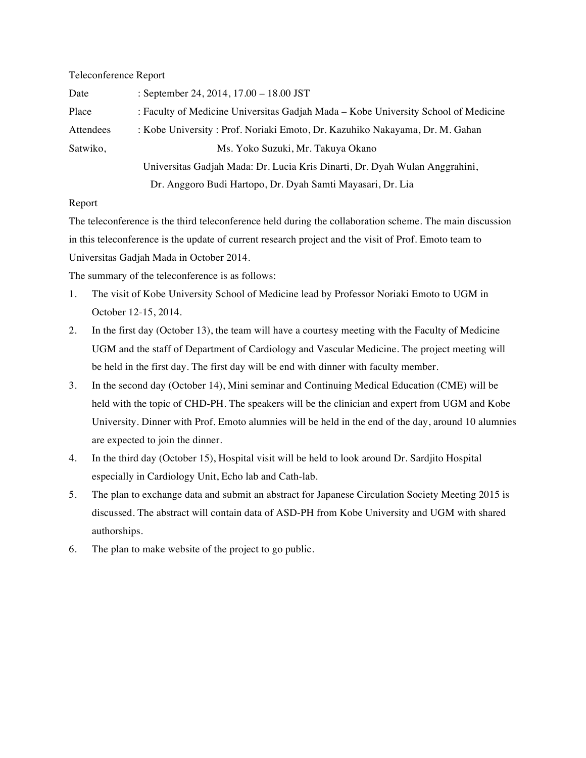Teleconference Report

Date : September 24, 2014, 17.00 – 18.00 JST

Place : Faculty of Medicine Universitas Gadjah Mada – Kobe University School of Medicine

Attendees : Kobe University : Prof. Noriaki Emoto, Dr. Kazuhiko Nakayama, Dr. M. Gahan Satwiko, Ms. Yoko Suzuki, Mr. Takuya Okano

Universitas Gadjah Mada: Dr. Lucia Kris Dinarti, Dr. Dyah Wulan Anggrahini, Dr. Anggoro Budi Hartopo, Dr. Dyah Samti Mayasari, Dr. Lia

Report

The teleconference is the third teleconference held during the collaboration scheme. The main discussion in this teleconference is the update of current research project and the visit of Prof. Emoto team to Universitas Gadjah Mada in October 2014.

The summary of the teleconference is as follows:

1. The visit of Kobe University School of Medicine lead by Professor Noriaki Emoto to UGM in October 12-15, 2014.
2. In the first day (October 13), the team will have a courtesy meeting with the Faculty of Medicine UGM and the staff of Department of Cardiology and Vascular Medicine. The project meeting will be held in the first day. The first day will be end with dinner with faculty member.
3. In the second day (October 14), Mini seminar and Continuing Medical Education (CME) will be held with the topic of CHD-PH. The speakers will be the clinician and expert from UGM and Kobe University. Dinner with Prof. Emoto alumnies will be held in the end of the day, around 10 alumnies are expected to join the dinner.
4. In the third day (October 15), Hospital visit will be held to look around Dr. Sardjito Hospital especially in Cardiology Unit, Echo lab and Cath-lab.
5. The plan to exchange data and submit an abstract for Japanese Circulation Society Meeting 2015 is discussed. The abstract will contain data of ASD-PH from Kobe University and UGM with shared authorships.
6. The plan to make website of the project to go public.